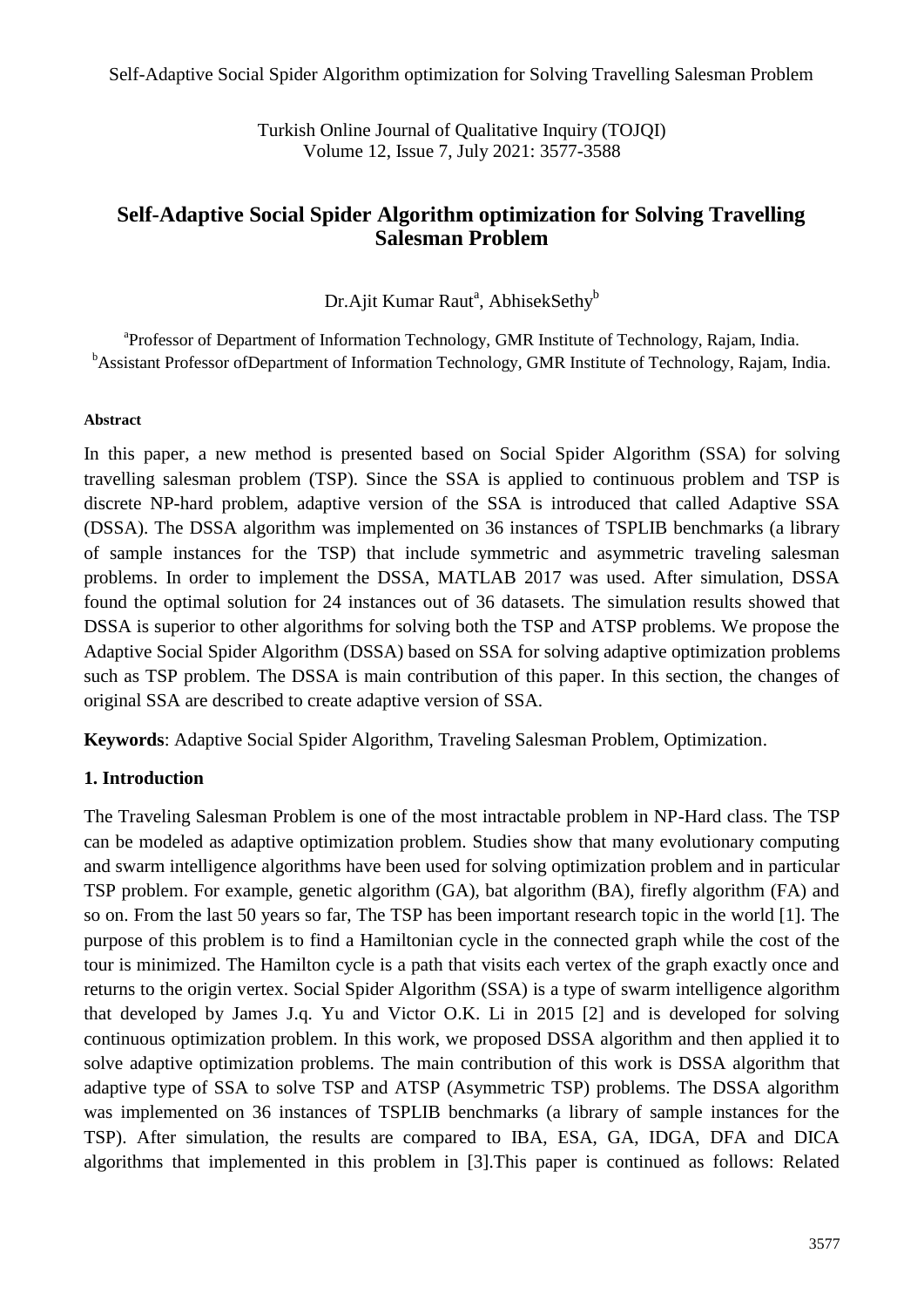# Self-Adaptive Social Spider Algorithm optimization for Solving Travelling Salesman Problem

Dr.Ajit Kumar Raut[a], AbhisekSethy[b]

[a]Professor of Department of Information Technology, GMR Institute of Technology, Rajam, India.
[b]Assistant Professor ofDepartment of Information Technology, GMR Institute of Technology, Rajam, India.

#### Abstract

In this paper, a new method is presented based on Social Spider Algorithm (SSA) for solving travelling salesman problem (TSP). Since the SSA is applied to continuous problem and TSP is discrete NP-hard problem, adaptive version of the SSA is introduced that called Adaptive SSA (DSSA). The DSSA algorithm was implemented on 36 instances of TSPLIB benchmarks (a library of sample instances for the TSP) that include symmetric and asymmetric traveling salesman problems. In order to implement the DSSA, MATLAB 2017 was used. After simulation, DSSA found the optimal solution for 24 instances out of 36 datasets. The simulation results showed that DSSA is superior to other algorithms for solving both the TSP and ATSP problems. We propose the Adaptive Social Spider Algorithm (DSSA) based on SSA for solving adaptive optimization problems such as TSP problem. The DSSA is main contribution of this paper. In this section, the changes of original SSA are described to create adaptive version of SSA.

**Keywords**: Adaptive Social Spider Algorithm, Traveling Salesman Problem, Optimization.

## 1. Introduction

The Traveling Salesman Problem is one of the most intractable problem in NP-Hard class. The TSP can be modeled as adaptive optimization problem. Studies show that many evolutionary computing and swarm intelligence algorithms have been used for solving optimization problem and in particular TSP problem. For example, genetic algorithm (GA), bat algorithm (BA), firefly algorithm (FA) and so on. From the last 50 years so far, The TSP has been important research topic in the world [1]. The purpose of this problem is to find a Hamiltonian cycle in the connected graph while the cost of the tour is minimized. The Hamilton cycle is a path that visits each vertex of the graph exactly once and returns to the origin vertex. Social Spider Algorithm (SSA) is a type of swarm intelligence algorithm that developed by James J.q. Yu and Victor O.K. Li in 2015 [2] and is developed for solving continuous optimization problem. In this work, we proposed DSSA algorithm and then applied it to solve adaptive optimization problems. The main contribution of this work is DSSA algorithm that adaptive type of SSA to solve TSP and ATSP (Asymmetric TSP) problems. The DSSA algorithm was implemented on 36 instances of TSPLIB benchmarks (a library of sample instances for the TSP). After simulation, the results are compared to IBA, ESA, GA, IDGA, DFA and DICA algorithms that implemented in this problem in [3].This paper is continued as follows: Related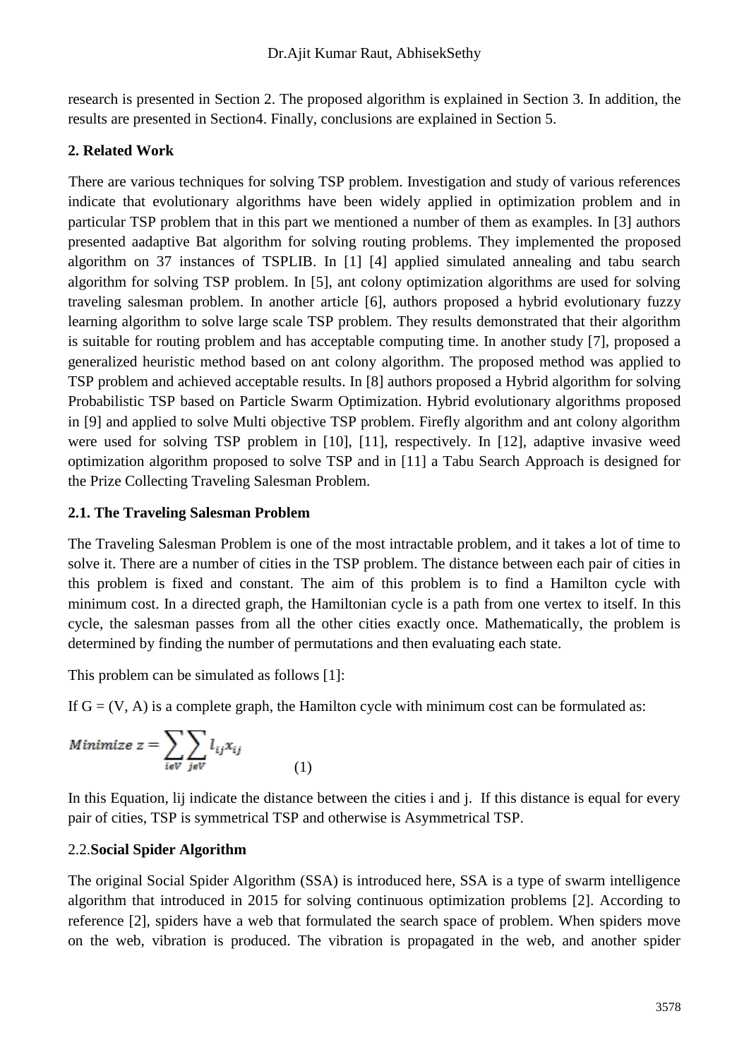research is presented in Section 2. The proposed algorithm is explained in Section 3. In addition, the results are presented in Section4. Finally, conclusions are explained in Section 5.

## 2. Related Work

There are various techniques for solving TSP problem. Investigation and study of various references indicate that evolutionary algorithms have been widely applied in optimization problem and in particular TSP problem that in this part we mentioned a number of them as examples. In [3] authors presented aadaptive Bat algorithm for solving routing problems. They implemented the proposed algorithm on 37 instances of TSPLIB. In [1] [4] applied simulated annealing and tabu search algorithm for solving TSP problem. In [5], ant colony optimization algorithms are used for solving traveling salesman problem. In another article [6], authors proposed a hybrid evolutionary fuzzy learning algorithm to solve large scale TSP problem. They results demonstrated that their algorithm is suitable for routing problem and has acceptable computing time. In another study [7], proposed a generalized heuristic method based on ant colony algorithm. The proposed method was applied to TSP problem and achieved acceptable results. In [8] authors proposed a Hybrid algorithm for solving Probabilistic TSP based on Particle Swarm Optimization. Hybrid evolutionary algorithms proposed in [9] and applied to solve Multi objective TSP problem. Firefly algorithm and ant colony algorithm were used for solving TSP problem in [10], [11], respectively. In [12], adaptive invasive weed optimization algorithm proposed to solve TSP and in [11] a Tabu Search Approach is designed for the Prize Collecting Traveling Salesman Problem.

### 2.1. The Traveling Salesman Problem

The Traveling Salesman Problem is one of the most intractable problem, and it takes a lot of time to solve it. There are a number of cities in the TSP problem. The distance between each pair of cities in this problem is fixed and constant. The aim of this problem is to find a Hamilton cycle with minimum cost. In a directed graph, the Hamiltonian cycle is a path from one vertex to itself. In this cycle, the salesman passes from all the other cities exactly once. Mathematically, the problem is determined by finding the number of permutations and then evaluating each state.

This problem can be simulated as follows [1]:

If G = (V, A) is a complete graph, the Hamilton cycle with minimum cost can be formulated as:

$$Minimize\ z = \sum_{i \in V} \sum_{j \in V} l_{ij} x_{ij} \qquad (1)$$

In this Equation, $l_{ij}$ indicate the distance between the cities i and j. If this distance is equal for every pair of cities, TSP is symmetrical TSP and otherwise is Asymmetrical TSP.

### 2.2. Social Spider Algorithm

The original Social Spider Algorithm (SSA) is introduced here, SSA is a type of swarm intelligence algorithm that introduced in 2015 for solving continuous optimization problems [2]. According to reference [2], spiders have a web that formulated the search space of problem. When spiders move on the web, vibration is produced. The vibration is propagated in the web, and another spider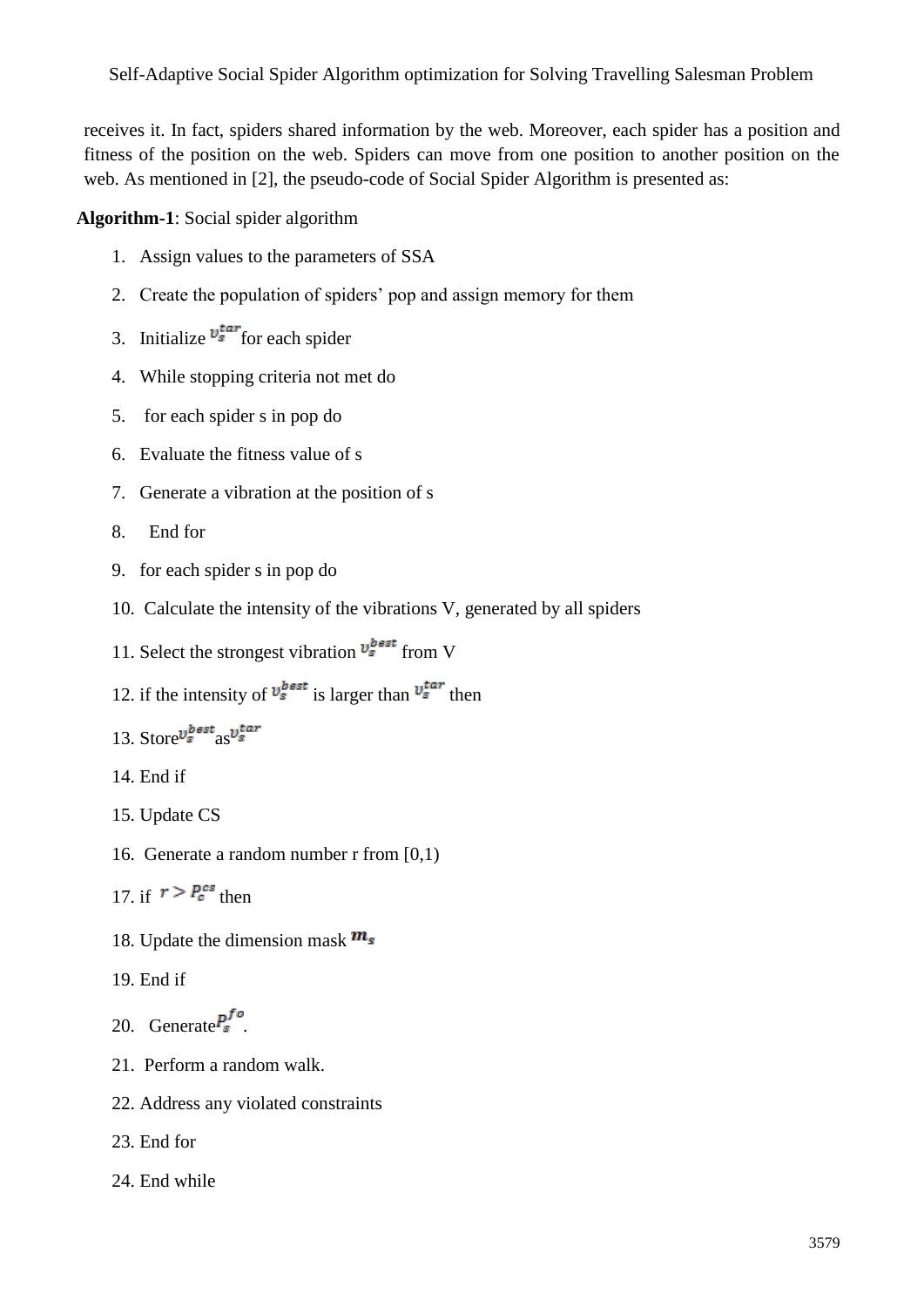receives it. In fact, spiders shared information by the web. Moreover, each spider has a position and fitness of the position on the web. Spiders can move from one position to another position on the web. As mentioned in [2], the pseudo-code of Social Spider Algorithm is presented as:

**Algorithm-1**: Social spider algorithm

1. Assign values to the parameters of SSA
2. Create the population of spiders' pop and assign memory for them
3. Initialize $v_s^{tar}$ for each spider
4. While stopping criteria not met do
5. for each spider s in pop do
6. Evaluate the fitness value of s
7. Generate a vibration at the position of s
8. End for
9. for each spider s in pop do
10. Calculate the intensity of the vibrations V, generated by all spiders
11. Select the strongest vibration $v_s^{best}$ from V
12. if the intensity of $v_s^{best}$ is larger than $v_s^{tar}$ then
13. Store $v_s^{best}$ as $v_s^{tar}$
14. End if
15. Update CS
16. Generate a random number r from [0,1)
17. if $r > p_c^{cs}$ then
18. Update the dimension mask $m_s$
19. End if
20. Generate $p_s^{fo}$.
21. Perform a random walk.
22. Address any violated constraints
23. End for
24. End while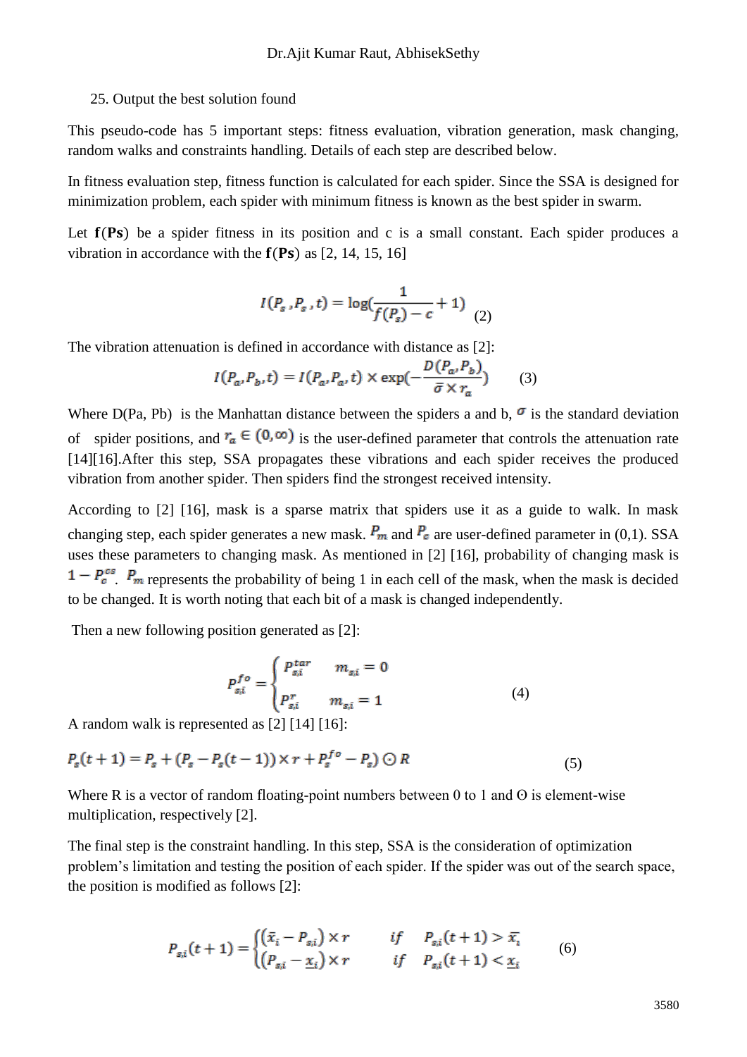25. Output the best solution found

This pseudo-code has 5 important steps: fitness evaluation, vibration generation, mask changing, random walks and constraints handling. Details of each step are described below.

In fitness evaluation step, fitness function is calculated for each spider. Since the SSA is designed for minimization problem, each spider with minimum fitness is known as the best spider in swarm.

Let $\mathbf{f}(\mathbf{Ps})$ be a spider fitness in its position and c is a small constant. Each spider produces a vibration in accordance with the $\mathbf{f}(\mathbf{Ps})$ as [2, 14, 15, 16]

$$I(P_s, P_s, t) = \log(\frac{1}{f(P_s) - c} + 1) \quad (2)$$

The vibration attenuation is defined in accordance with distance as [2]:

$$I(P_a, P_b, t) = I(P_a, P_a, t) \times \exp(-\frac{D(P_a, P_b)}{\bar{\sigma} \times r_a}) \quad (3)$$

Where D(Pa, Pb) is the Manhattan distance between the spiders a and b, $\sigma$ is the standard deviation of spider positions, and $r_a \in (0, \infty)$ is the user-defined parameter that controls the attenuation rate [14][16].After this step, SSA propagates these vibrations and each spider receives the produced vibration from another spider. Then spiders find the strongest received intensity.

According to [2] [16], mask is a sparse matrix that spiders use it as a guide to walk. In mask changing step, each spider generates a new mask. $P_m$ and $P_c$ are user-defined parameter in (0,1). SSA uses these parameters to changing mask. As mentioned in [2] [16], probability of changing mask is $1 - P_c^{cs}$. $P_m$ represents the probability of being 1 in each cell of the mask, when the mask is decided to be changed. It is worth noting that each bit of a mask is changed independently.

Then a new following position generated as [2]:

$$P_{s,i}^{fo} = \begin{cases} P_{s,i}^{tar} & m_{s,i} = 0 \\ P_{s,i}^{r} & m_{s,i} = 1 \end{cases} \quad (4)$$

A random walk is represented as [2] [14] [16]:

$$P_s(t+1) = P_s + (P_s - P_s(t-1)) \times r + P_s^{fo} - P_s) \odot R \quad (5)$$

Where R is a vector of random floating-point numbers between 0 to 1 and ʘ is element-wise multiplication, respectively [2].

The final step is the constraint handling. In this step, SSA is the consideration of optimization problem's limitation and testing the position of each spider. If the spider was out of the search space, the position is modified as follows [2]:

$$P_{s,i}(t+1) = \begin{cases} (\bar{x}_i - P_{s,i}) \times r & if \quad P_{s,i}(t+1) > \bar{x}_i \\ (P_{s,i} - \underline{x}_i) \times r & if \quad P_{s,i}(t+1) < \underline{x}_i \end{cases} \quad (6)$$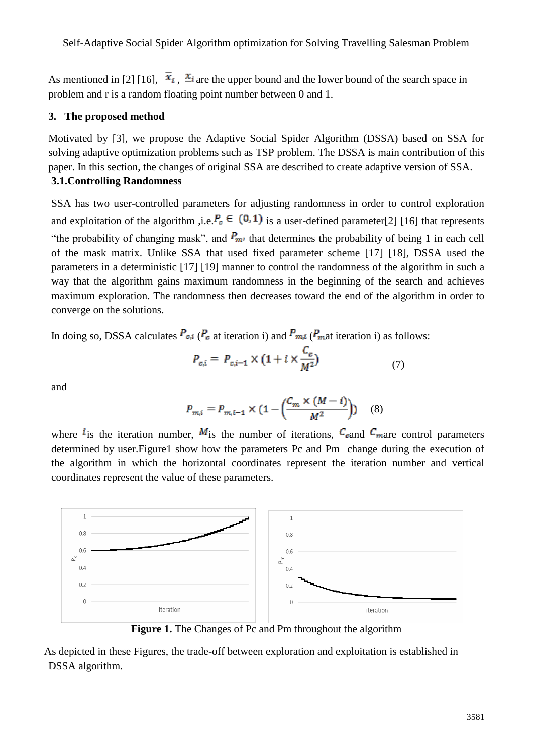As mentioned in [2] [16], $\overline{x}_i$ , $\underline{x}_i$ are the upper bound and the lower bound of the search space in problem and r is a random floating point number between 0 and 1.

## 3. The proposed method

Motivated by [3], we propose the Adaptive Social Spider Algorithm (DSSA) based on SSA for solving adaptive optimization problems such as TSP problem. The DSSA is main contribution of this paper. In this section, the changes of original SSA are described to create adaptive version of SSA.

### 3.1. Controlling Randomness

SSA has two user-controlled parameters for adjusting randomness in order to control exploration and exploitation of the algorithm ,i.e. $P_c \in (0,1)$ is a user-defined parameter[2] [16] that represents "the probability of changing mask", and $P_m$, that determines the probability of being 1 in each cell of the mask matrix. Unlike SSA that used fixed parameter scheme [17] [18], DSSA used the parameters in a deterministic [17] [19] manner to control the randomness of the algorithm in such a way that the algorithm gains maximum randomness in the beginning of the search and achieves maximum exploration. The randomness then decreases toward the end of the algorithm in order to converge on the solutions.

In doing so, DSSA calculates $P_{c,i}$ ($P_c$ at iteration i) and $P_{m,i}$ ($P_m$ at iteration i) as follows:

$$P_{c,i} = P_{c,i-1} \times (1 + i \times \frac{C_c}{M^2}) \tag{7}$$

and

$$P_{m,i} = P_{m,i-1} \times (1 - \left(\frac{C_m \times (M-i)}{M^2}\right)) \tag{8}$$

where $i$ is the iteration number, $M$ is the number of iterations, $C_c$ and $C_m$ are control parameters determined by user. Figure1 show how the parameters Pc and Pm change during the execution of the algorithm in which the horizontal coordinates represent the iteration number and vertical coordinates represent the value of these parameters.

**Figure 1.** The Changes of Pc and Pm throughout the algorithm

As depicted in these Figures, the trade-off between exploration and exploitation is established in DSSA algorithm.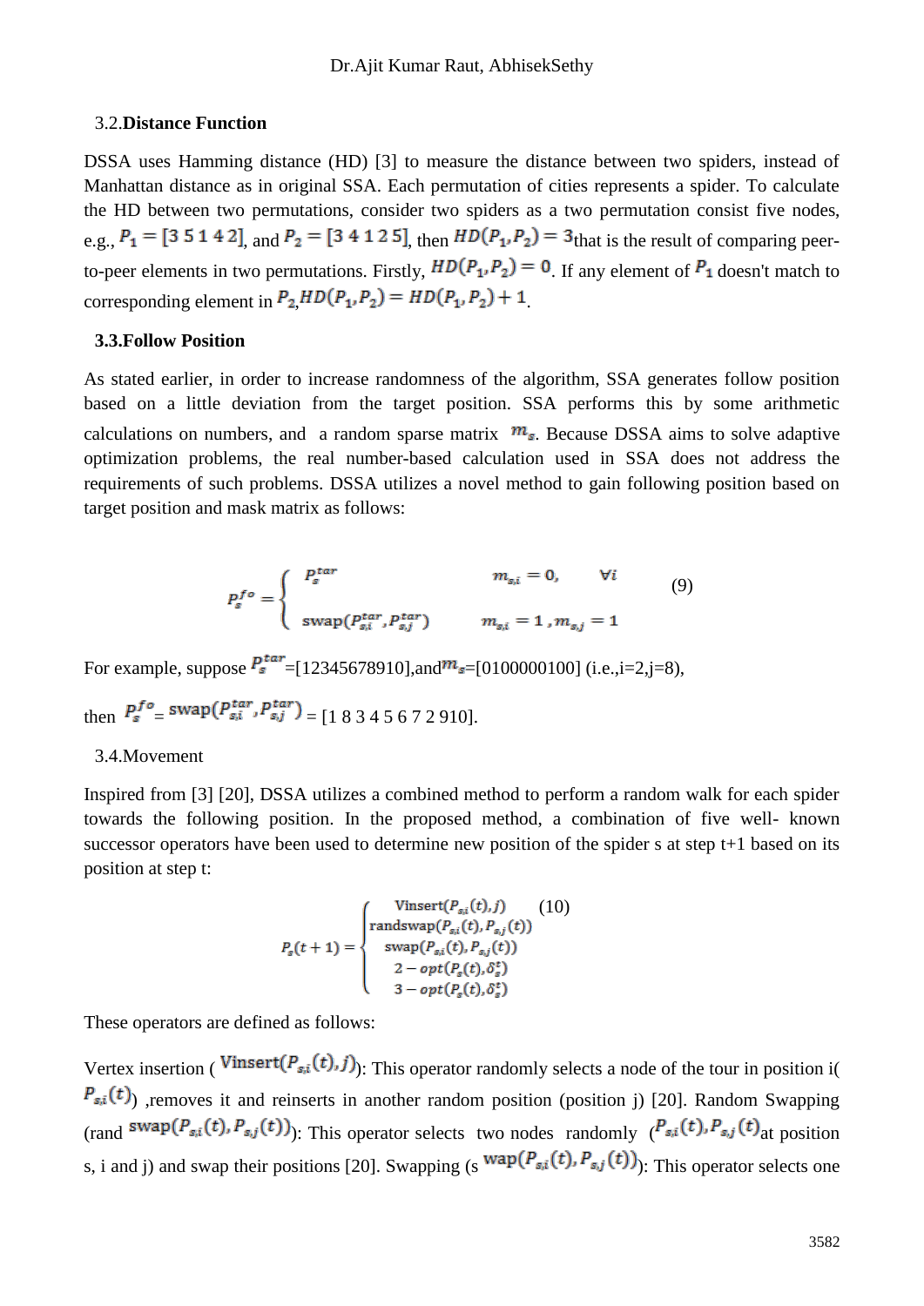### 3.2. Distance Function

DSSA uses Hamming distance (HD) [3] to measure the distance between two spiders, instead of Manhattan distance as in original SSA. Each permutation of cities represents a spider. To calculate the HD between two permutations, consider two spiders as a two permutation consist five nodes, e.g., $P_1 = [3\ 5\ 1\ 4\ 2]$, and $P_2 = [3\ 4\ 1\ 2\ 5]$, then $HD(P_1, P_2) = 3$ that is the result of comparing peer-to-peer elements in two permutations. Firstly, $HD(P_1, P_2) = 0$. If any element of $P_1$ doesn't match to corresponding element in $P_2$, $HD(P_1, P_2) = HD(P_1, P_2) + 1$.

### 3.3. Follow Position

As stated earlier, in order to increase randomness of the algorithm, SSA generates follow position based on a little deviation from the target position. SSA performs this by some arithmetic calculations on numbers, and a random sparse matrix $m_s$. Because DSSA aims to solve adaptive optimization problems, the real number-based calculation used in SSA does not address the requirements of such problems. DSSA utilizes a novel method to gain following position based on target position and mask matrix as follows:

$$P_s^{fo} = \begin{cases} P_s^{tar} & m_{s,i} = 0, \quad \forall i \\ \text{swap}(P_{s,i}^{tar}, P_{s,j}^{tar}) & m_{s,i} = 1, m_{s,j} = 1 \end{cases} \tag{9}$$

For example, suppose $P_s^{tar}$=[12345678910],and $m_s$=[0100000100] (i.e.,i=2,j=8),

then $P_s^{fo} = \text{swap}(P_{s,i}^{tar}, P_{s,j}^{tar})$ = [1 8 3 4 5 6 7 2 910].

### 3.4. Movement

Inspired from [3] [20], DSSA utilizes a combined method to perform a random walk for each spider towards the following position. In the proposed method, a combination of five well- known successor operators have been used to determine new position of the spider s at step t+1 based on its position at step t:

$$P_s(t+1) = \begin{cases} \text{Vinsert}(P_{s,i}(t), j) \\ \text{randswap}(P_{s,i}(t), P_{s,j}(t)) \\ \text{swap}(P_{s,i}(t), P_{s,j}(t)) \\ 2-opt(P_s(t), \delta_s^t) \\ 3-opt(P_s(t), \delta_s^t) \end{cases} \tag{10}$$

These operators are defined as follows:

Vertex insertion ($\text{Vinsert}(P_{s,i}(t), j)$): This operator randomly selects a node of the tour in position i( $P_{s,i}(t)$) ,removes it and reinserts in another random position (position j) [20]. Random Swapping (rand $\text{swap}(P_{s,i}(t), P_{s,j}(t))$): This operator selects two nodes randomly ($P_{s,i}(t), P_{s,j}(t)$ at position s, i and j) and swap their positions [20]. Swapping (s $\text{wap}(P_{s,i}(t), P_{s,j}(t))$): This operator selects one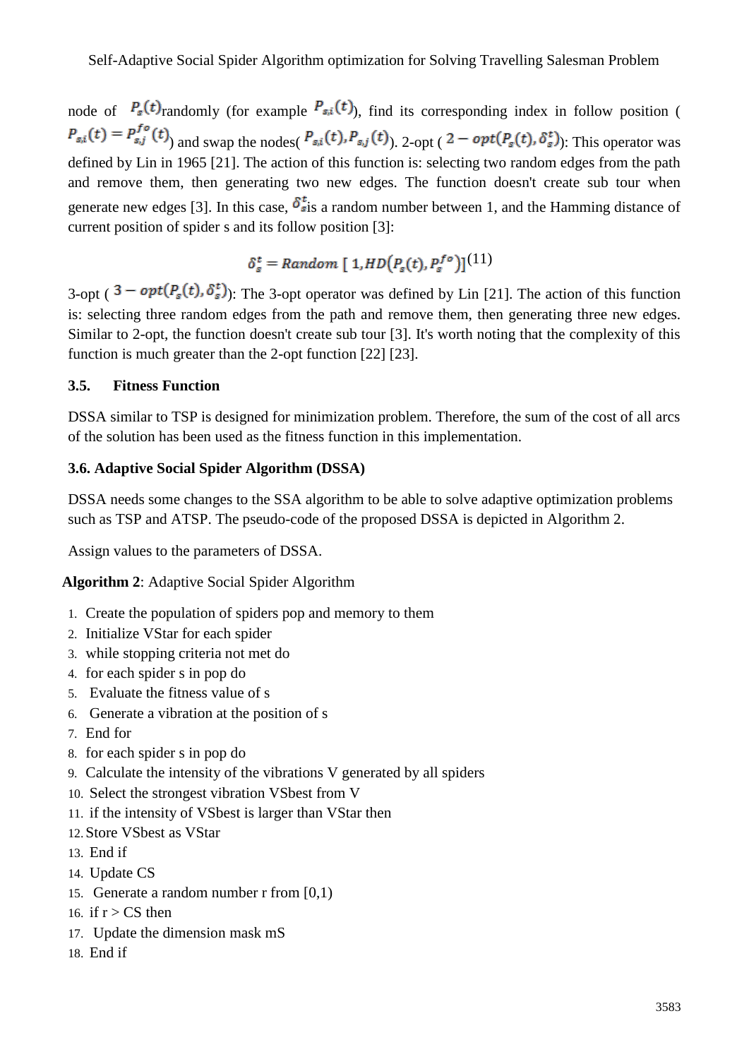node of $P_s(t)$randomly (for example $P_{s,i}(t)$), find its corresponding index in follow position ( $P_{s,i}(t) = P_{s,j}^{fo}(t)$) and swap the nodes( $P_{s,i}(t), P_{s,j}(t)$). 2-opt ( $2-opt(P_s(t), \delta_s^t)$): This operator was defined by Lin in 1965 [21]. The action of this function is: selecting two random edges from the path and remove them, then generating two new edges. The function doesn't create sub tour when generate new edges [3]. In this case, $\delta_s^t$is a random number between 1, and the Hamming distance of current position of spider s and its follow position [3]:

$$\delta_s^t = Random\ [\ 1, HD\big(P_s(t), P_s^{fo}\big)]\ (11)$$

3-opt ( $3-opt(P_s(t), \delta_s^t)$): The 3-opt operator was defined by Lin [21]. The action of this function is: selecting three random edges from the path and remove them, then generating three new edges. Similar to 2-opt, the function doesn't create sub tour [3]. It's worth noting that the complexity of this function is much greater than the 2-opt function [22] [23].

### 3.5. Fitness Function

DSSA similar to TSP is designed for minimization problem. Therefore, the sum of the cost of all arcs of the solution has been used as the fitness function in this implementation.

### 3.6. Adaptive Social Spider Algorithm (DSSA)

DSSA needs some changes to the SSA algorithm to be able to solve adaptive optimization problems such as TSP and ATSP. The pseudo-code of the proposed DSSA is depicted in Algorithm 2.

Assign values to the parameters of DSSA.

**Algorithm 2**: Adaptive Social Spider Algorithm

1. Create the population of spiders pop and memory to them
2. Initialize VStar for each spider
3. while stopping criteria not met do
4. for each spider s in pop do
5. Evaluate the fitness value of s
6. Generate a vibration at the position of s
7. End for
8. for each spider s in pop do
9. Calculate the intensity of the vibrations V generated by all spiders
10. Select the strongest vibration VSbest from V
11. if the intensity of VSbest is larger than VStar then
12. Store VSbest as VStar
13. End if
14. Update CS
15. Generate a random number r from [0,1)
16. if r > CS then
17. Update the dimension mask mS
18. End if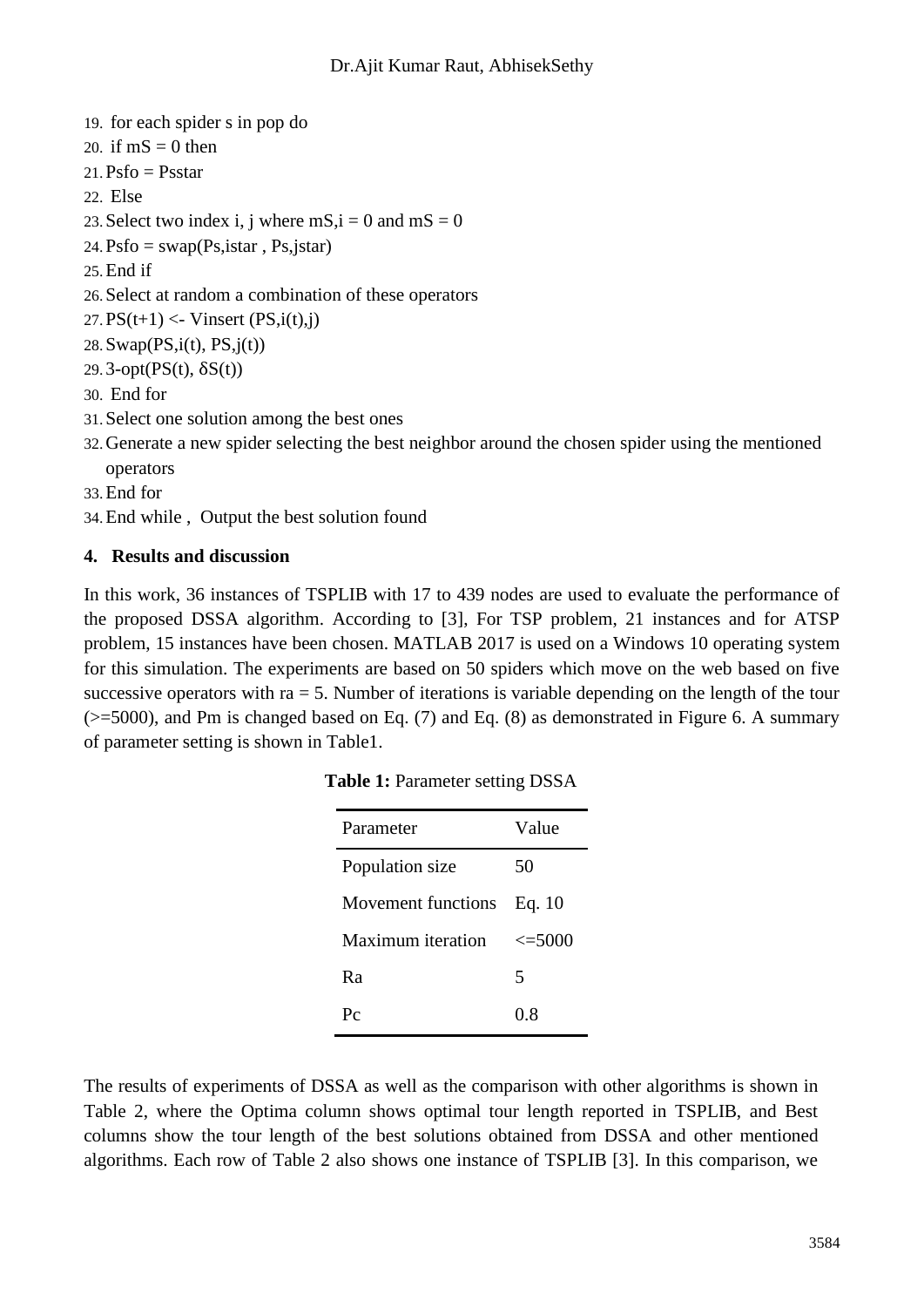19. for each spider s in pop do
20. if mS = 0 then
21. Psfo = Psstar
22. Else
23. Select two index i, j where mS,i = 0 and mS = 0
24. Psfo = swap(Ps,istar , Ps,jstar)
25. End if
26. Select at random a combination of these operators
27. PS(t+1) <- Vinsert (PS,i(t),j)
28. Swap(PS,i(t), PS,j(t))
29. 3-opt(PS(t), δS(t))
30. End for
31. Select one solution among the best ones
32. Generate a new spider selecting the best neighbor around the chosen spider using the mentioned operators
33. End for
34. End while , Output the best solution found

## 4. Results and discussion

In this work, 36 instances of TSPLIB with 17 to 439 nodes are used to evaluate the performance of the proposed DSSA algorithm. According to [3], For TSP problem, 21 instances and for ATSP problem, 15 instances have been chosen. MATLAB 2017 is used on a Windows 10 operating system for this simulation. The experiments are based on 50 spiders which move on the web based on five successive operators with ra = 5. Number of iterations is variable depending on the length of the tour (>=5000), and Pm is changed based on Eq. (7) and Eq. (8) as demonstrated in Figure 6. A summary of parameter setting is shown in Table1.

**Table 1:** Parameter setting DSSA

| Parameter | Value |
|---|---|
| Population size | 50 |
| Movement functions | Eq. 10 |
| Maximum iteration | <=5000 |
| Ra | 5 |
| Pc | 0.8 |

The results of experiments of DSSA as well as the comparison with other algorithms is shown in Table 2, where the Optima column shows optimal tour length reported in TSPLIB, and Best columns show the tour length of the best solutions obtained from DSSA and other mentioned algorithms. Each row of Table 2 also shows one instance of TSPLIB [3]. In this comparison, we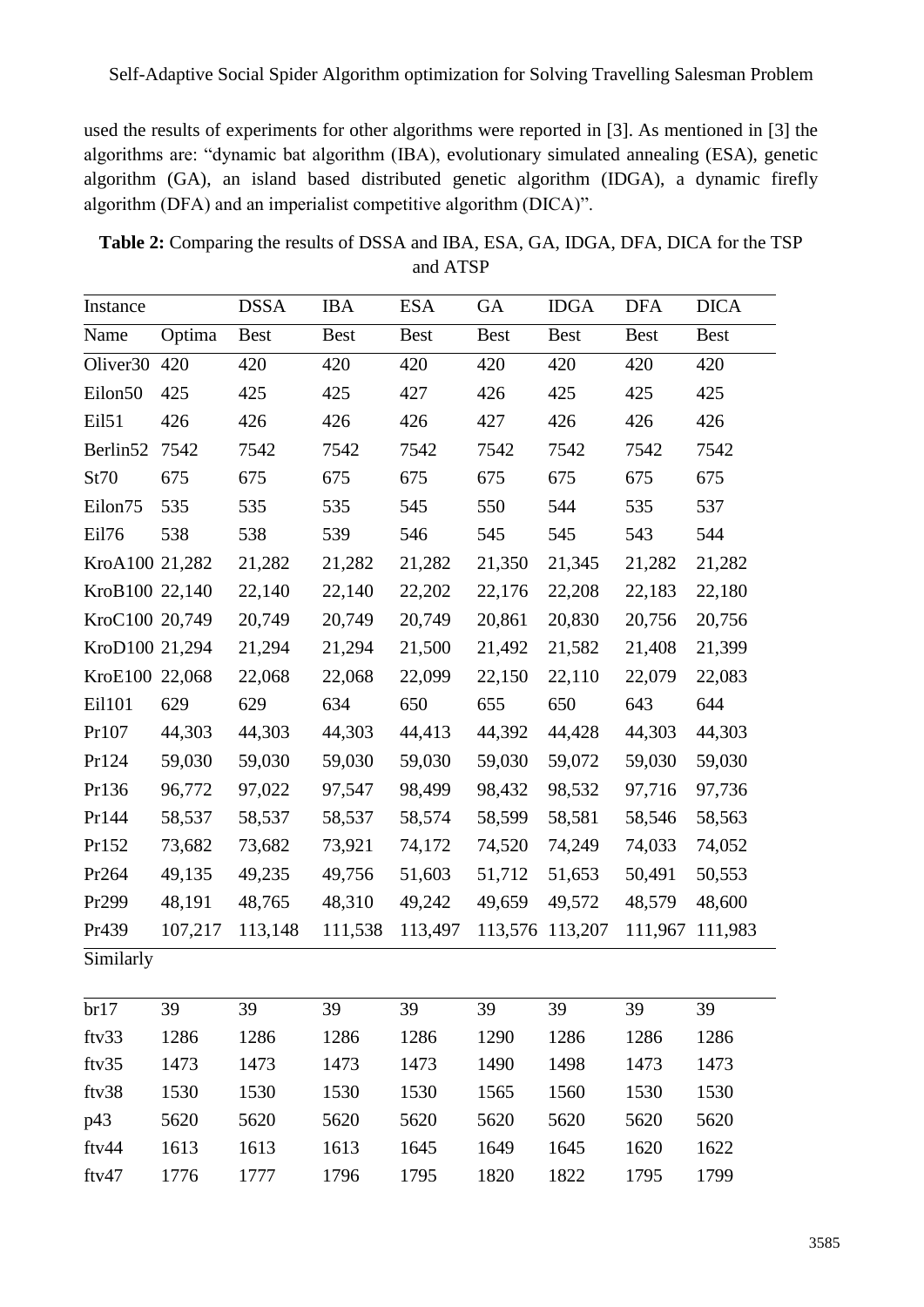used the results of experiments for other algorithms were reported in [3]. As mentioned in [3] the algorithms are: "dynamic bat algorithm (IBA), evolutionary simulated annealing (ESA), genetic algorithm (GA), an island based distributed genetic algorithm (IDGA), a dynamic firefly algorithm (DFA) and an imperialist competitive algorithm (DICA)".

**Table 2:** Comparing the results of DSSA and IBA, ESA, GA, IDGA, DFA, DICA for the TSP and ATSP

| Instance | | DSSA | IBA | ESA | GA | IDGA | DFA | DICA |
|---|---|---|---|---|---|---|---|---|
| Name | Optima | Best | Best | Best | Best | Best | Best | Best |
| Oliver30 | 420 | 420 | 420 | 420 | 420 | 420 | 420 | 420 |
| Eilon50 | 425 | 425 | 425 | 427 | 426 | 425 | 425 | 425 |
| Eil51 | 426 | 426 | 426 | 426 | 427 | 426 | 426 | 426 |
| Berlin52 | 7542 | 7542 | 7542 | 7542 | 7542 | 7542 | 7542 | 7542 |
| St70 | 675 | 675 | 675 | 675 | 675 | 675 | 675 | 675 |
| Eilon75 | 535 | 535 | 535 | 545 | 550 | 544 | 535 | 537 |
| Eil76 | 538 | 538 | 539 | 546 | 545 | 545 | 543 | 544 |
| KroA100 | 21,282 | 21,282 | 21,282 | 21,282 | 21,350 | 21,345 | 21,282 | 21,282 |
| KroB100 | 22,140 | 22,140 | 22,140 | 22,202 | 22,176 | 22,208 | 22,183 | 22,180 |
| KroC100 | 20,749 | 20,749 | 20,749 | 20,749 | 20,861 | 20,830 | 20,756 | 20,756 |
| KroD100 | 21,294 | 21,294 | 21,294 | 21,500 | 21,492 | 21,582 | 21,408 | 21,399 |
| KroE100 | 22,068 | 22,068 | 22,068 | 22,099 | 22,150 | 22,110 | 22,079 | 22,083 |
| Eil101 | 629 | 629 | 634 | 650 | 655 | 650 | 643 | 644 |
| Pr107 | 44,303 | 44,303 | 44,303 | 44,413 | 44,392 | 44,428 | 44,303 | 44,303 |
| Pr124 | 59,030 | 59,030 | 59,030 | 59,030 | 59,030 | 59,072 | 59,030 | 59,030 |
| Pr136 | 96,772 | 97,022 | 97,547 | 98,499 | 98,432 | 98,532 | 97,716 | 97,736 |
| Pr144 | 58,537 | 58,537 | 58,537 | 58,574 | 58,599 | 58,581 | 58,546 | 58,563 |
| Pr152 | 73,682 | 73,682 | 73,921 | 74,172 | 74,520 | 74,249 | 74,033 | 74,052 |
| Pr264 | 49,135 | 49,235 | 49,756 | 51,603 | 51,712 | 51,653 | 50,491 | 50,553 |
| Pr299 | 48,191 | 48,765 | 48,310 | 49,242 | 49,659 | 49,572 | 48,579 | 48,600 |
| Pr439 | 107,217 | 113,148 | 111,538 | 113,497 | 113,576 | 113,207 | 111,967 | 111,983 |
| Similarly | | | | | | | | |
| br17 | 39 | 39 | 39 | 39 | 39 | 39 | 39 | 39 |
| ftv33 | 1286 | 1286 | 1286 | 1286 | 1290 | 1286 | 1286 | 1286 |
| ftv35 | 1473 | 1473 | 1473 | 1473 | 1490 | 1498 | 1473 | 1473 |
| ftv38 | 1530 | 1530 | 1530 | 1530 | 1565 | 1560 | 1530 | 1530 |
| p43 | 5620 | 5620 | 5620 | 5620 | 5620 | 5620 | 5620 | 5620 |
| ftv44 | 1613 | 1613 | 1613 | 1645 | 1649 | 1645 | 1620 | 1622 |
| ftv47 | 1776 | 1777 | 1796 | 1795 | 1820 | 1822 | 1795 | 1799 |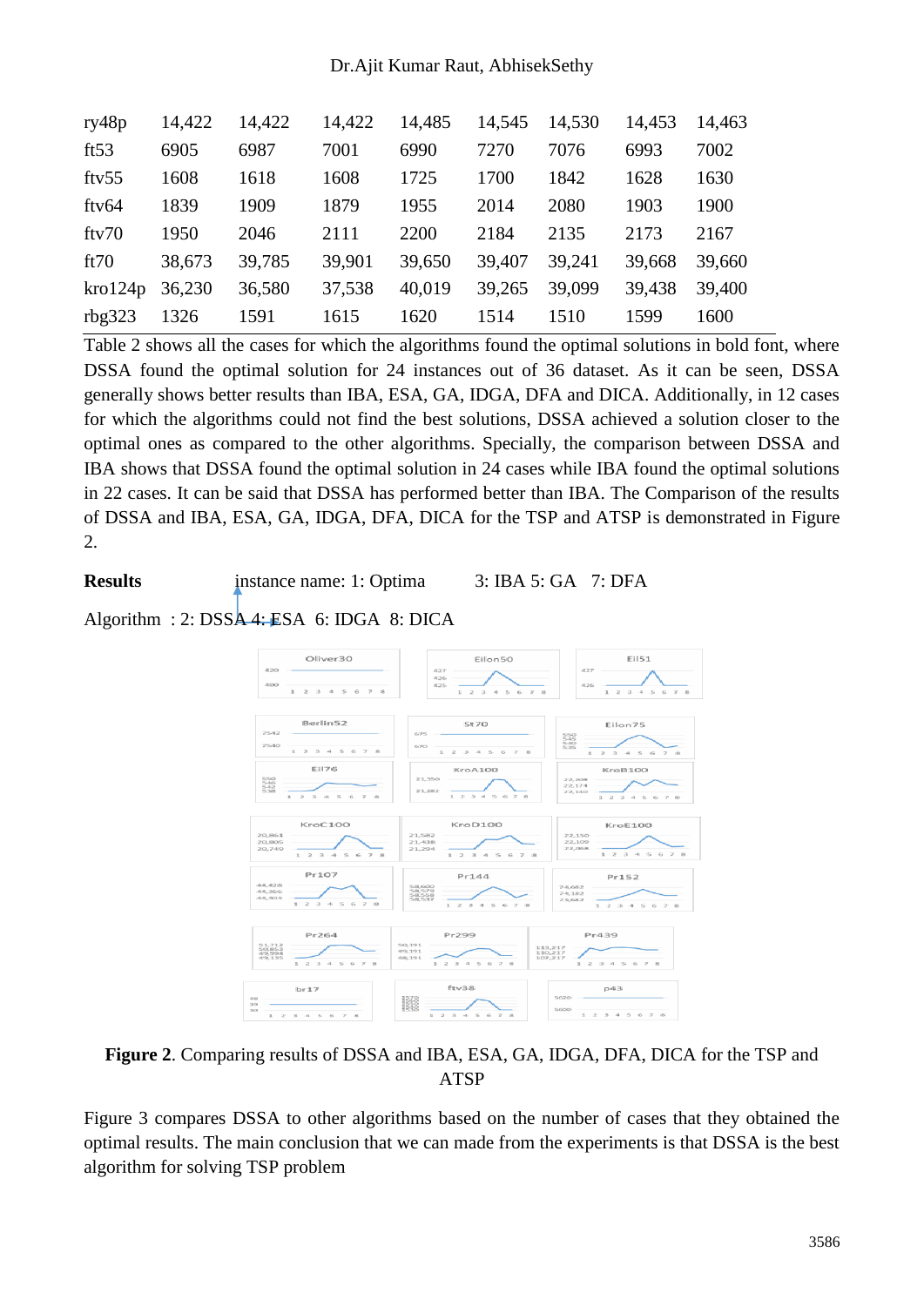| ry48p | 14,422 | 14,422 | 14,422 | 14,485 | 14,545 | 14,530 | 14,453 | 14,463 |
|---|---|---|---|---|---|---|---|---|
| ft53 | 6905 | 6987 | 7001 | 6990 | 7270 | 7076 | 6993 | 7002 |
| ftv55 | 1608 | 1618 | 1608 | 1725 | 1700 | 1842 | 1628 | 1630 |
| ftv64 | 1839 | 1909 | 1879 | 1955 | 2014 | 2080 | 1903 | 1900 |
| ftv70 | 1950 | 2046 | 2111 | 2200 | 2184 | 2135 | 2173 | 2167 |
| ft70 | 38,673 | 39,785 | 39,901 | 39,650 | 39,407 | 39,241 | 39,668 | 39,660 |
| kro124p | 36,230 | 36,580 | 37,538 | 40,019 | 39,265 | 39,099 | 39,438 | 39,400 |
| rbg323 | 1326 | 1591 | 1615 | 1620 | 1514 | 1510 | 1599 | 1600 |

Table 2 shows all the cases for which the algorithms found the optimal solutions in bold font, where DSSA found the optimal solution for 24 instances out of 36 dataset. As it can be seen, DSSA generally shows better results than IBA, ESA, GA, IDGA, DFA and DICA. Additionally, in 12 cases for which the algorithms could not find the best solutions, DSSA achieved a solution closer to the optimal ones as compared to the other algorithms. Specially, the comparison between DSSA and IBA shows that DSSA found the optimal solution in 24 cases while IBA found the optimal solutions in 22 cases. It can be said that DSSA has performed better than IBA. The Comparison of the results of DSSA and IBA, ESA, GA, IDGA, DFA, DICA for the TSP and ATSP is demonstrated in Figure 2.

**Results** instance name: 1: Optima 3: IBA 5: GA 7: DFA

Algorithm : 2: DSSA 4: ESA 6: IDGA 8: DICA

**Figure 2**. Comparing results of DSSA and IBA, ESA, GA, IDGA, DFA, DICA for the TSP and ATSP

Figure 3 compares DSSA to other algorithms based on the number of cases that they obtained the optimal results. The main conclusion that we can made from the experiments is that DSSA is the best algorithm for solving TSP problem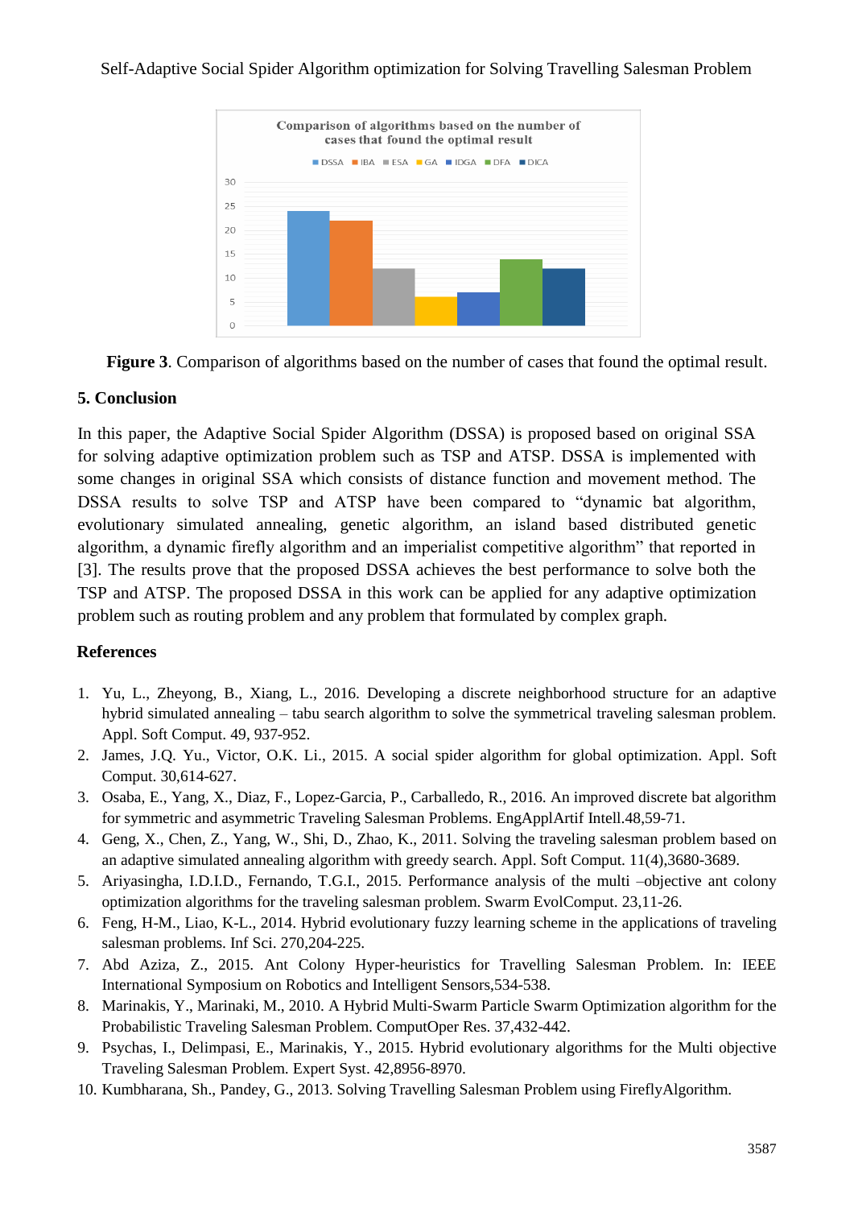**Figure 3**. Comparison of algorithms based on the number of cases that found the optimal result.

## 5. Conclusion

In this paper, the Adaptive Social Spider Algorithm (DSSA) is proposed based on original SSA for solving adaptive optimization problem such as TSP and ATSP. DSSA is implemented with some changes in original SSA which consists of distance function and movement method. The DSSA results to solve TSP and ATSP have been compared to "dynamic bat algorithm, evolutionary simulated annealing, genetic algorithm, an island based distributed genetic algorithm, a dynamic firefly algorithm and an imperialist competitive algorithm" that reported in [3]. The results prove that the proposed DSSA achieves the best performance to solve both the TSP and ATSP. The proposed DSSA in this work can be applied for any adaptive optimization problem such as routing problem and any problem that formulated by complex graph.

## References

1. Yu, L., Zheyong, B., Xiang, L., 2016. Developing a discrete neighborhood structure for an adaptive hybrid simulated annealing – tabu search algorithm to solve the symmetrical traveling salesman problem. Appl. Soft Comput. 49, 937-952.
2. James, J.Q. Yu., Victor, O.K. Li., 2015. A social spider algorithm for global optimization. Appl. Soft Comput. 30,614-627.
3. Osaba, E., Yang, X., Diaz, F., Lopez-Garcia, P., Carballedo, R., 2016. An improved discrete bat algorithm for symmetric and asymmetric Traveling Salesman Problems. EngApplArtif Intell.48,59-71.
4. Geng, X., Chen, Z., Yang, W., Shi, D., Zhao, K., 2011. Solving the traveling salesman problem based on an adaptive simulated annealing algorithm with greedy search. Appl. Soft Comput. 11(4),3680-3689.
5. Ariyasingha, I.D.I.D., Fernando, T.G.I., 2015. Performance analysis of the multi –objective ant colony optimization algorithms for the traveling salesman problem. Swarm EvolComput. 23,11-26.
6. Feng, H-M., Liao, K-L., 2014. Hybrid evolutionary fuzzy learning scheme in the applications of traveling salesman problems. Inf Sci. 270,204-225.
7. Abd Aziza, Z., 2015. Ant Colony Hyper-heuristics for Travelling Salesman Problem. In: IEEE International Symposium on Robotics and Intelligent Sensors,534-538.
8. Marinakis, Y., Marinaki, M., 2010. A Hybrid Multi-Swarm Particle Swarm Optimization algorithm for the Probabilistic Traveling Salesman Problem. ComputOper Res. 37,432-442.
9. Psychas, I., Delimpasi, E., Marinakis, Y., 2015. Hybrid evolutionary algorithms for the Multi objective Traveling Salesman Problem. Expert Syst. 42,8956-8970.
10. Kumbharana, Sh., Pandey, G., 2013. Solving Travelling Salesman Problem using FireflyAlgorithm.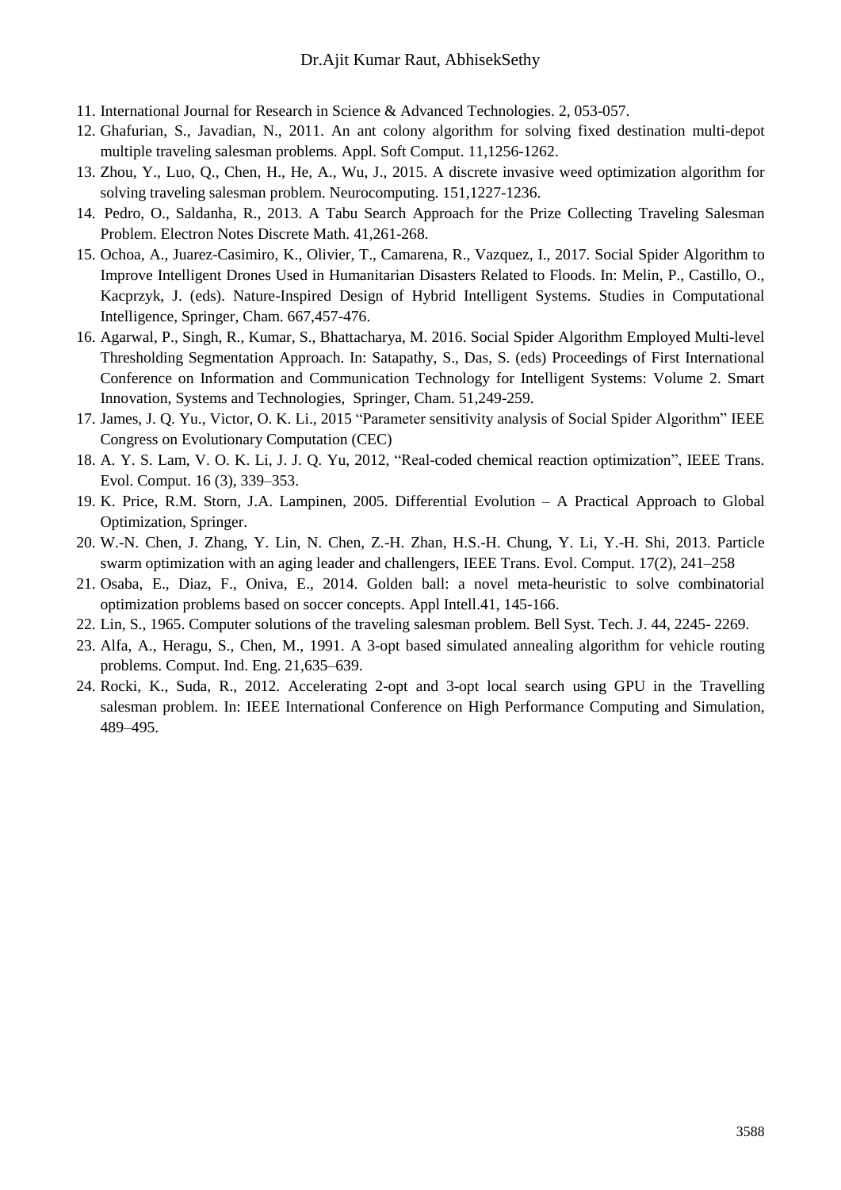11. International Journal for Research in Science & Advanced Technologies. 2, 053-057.
12. Ghafurian, S., Javadian, N., 2011. An ant colony algorithm for solving fixed destination multi-depot multiple traveling salesman problems. Appl. Soft Comput. 11,1256-1262.
13. Zhou, Y., Luo, Q., Chen, H., He, A., Wu, J., 2015. A discrete invasive weed optimization algorithm for solving traveling salesman problem. Neurocomputing. 151,1227-1236.
14. Pedro, O., Saldanha, R., 2013. A Tabu Search Approach for the Prize Collecting Traveling Salesman Problem. Electron Notes Discrete Math. 41,261-268.
15. Ochoa, A., Juarez-Casimiro, K., Olivier, T., Camarena, R., Vazquez, I., 2017. Social Spider Algorithm to Improve Intelligent Drones Used in Humanitarian Disasters Related to Floods. In: Melin, P., Castillo, O., Kacprzyk, J. (eds). Nature-Inspired Design of Hybrid Intelligent Systems. Studies in Computational Intelligence, Springer, Cham. 667,457-476.
16. Agarwal, P., Singh, R., Kumar, S., Bhattacharya, M. 2016. Social Spider Algorithm Employed Multi-level Thresholding Segmentation Approach. In: Satapathy, S., Das, S. (eds) Proceedings of First International Conference on Information and Communication Technology for Intelligent Systems: Volume 2. Smart Innovation, Systems and Technologies, Springer, Cham. 51,249-259.
17. James, J. Q. Yu., Victor, O. K. Li., 2015 "Parameter sensitivity analysis of Social Spider Algorithm" IEEE Congress on Evolutionary Computation (CEC)
18. A. Y. S. Lam, V. O. K. Li, J. J. Q. Yu, 2012, "Real-coded chemical reaction optimization", IEEE Trans. Evol. Comput. 16 (3), 339–353.
19. K. Price, R.M. Storn, J.A. Lampinen, 2005. Differential Evolution – A Practical Approach to Global Optimization, Springer.
20. W.-N. Chen, J. Zhang, Y. Lin, N. Chen, Z.-H. Zhan, H.S.-H. Chung, Y. Li, Y.-H. Shi, 2013. Particle swarm optimization with an aging leader and challengers, IEEE Trans. Evol. Comput. 17(2), 241–258
21. Osaba, E., Diaz, F., Oniva, E., 2014. Golden ball: a novel meta-heuristic to solve combinatorial optimization problems based on soccer concepts. Appl Intell.41, 145-166.
22. Lin, S., 1965. Computer solutions of the traveling salesman problem. Bell Syst. Tech. J. 44, 2245- 2269.
23. Alfa, A., Heragu, S., Chen, M., 1991. A 3-opt based simulated annealing algorithm for vehicle routing problems. Comput. Ind. Eng. 21,635–639.
24. Rocki, K., Suda, R., 2012. Accelerating 2-opt and 3-opt local search using GPU in the Travelling salesman problem. In: IEEE International Conference on High Performance Computing and Simulation, 489–495.